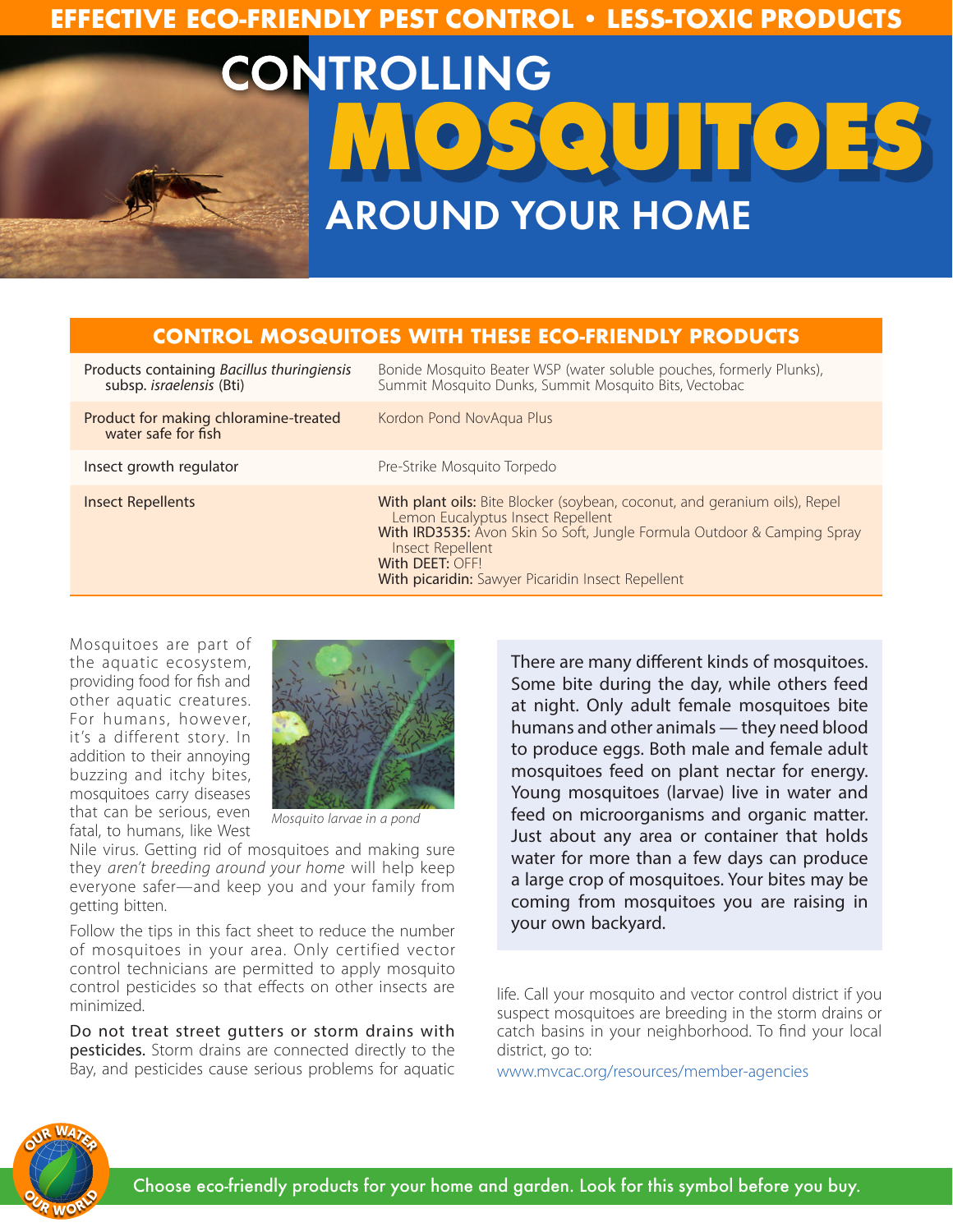EFFECTIVE ECO-FRIENDLY PEST CONTROL • LESS-TOXIC PRODUCTS

# CONTROLLING MOSQUITOES AROUND YOUR HOME

## CONTROL MOSQUITOES WITH THESE ECO-FRIENDLY PRODUCTS

| | |
|---|---|
| Products containing *Bacillus thuringiensis* subsp. *israelensis* (Bti) | Bonide Mosquito Beater WSP (water soluble pouches, formerly Plunks), Summit Mosquito Dunks, Summit Mosquito Bits, Vectobac |
| Product for making chloramine-treated water safe for fish | Kordon Pond NovAqua Plus |
| Insect growth regulator | Pre-Strike Mosquito Torpedo |
| Insect Repellents | **With plant oils:** Bite Blocker (soybean, coconut, and geranium oils), Repel Lemon Eucalyptus Insect Repellent<br>**With IRD3535:** Avon Skin So Soft, Jungle Formula Outdoor & Camping Spray Insect Repellent<br>**With DEET:** OFF!<br>**With picaridin:** Sawyer Picaridin Insect Repellent |

Mosquitoes are part of the aquatic ecosystem, providing food for fish and other aquatic creatures. For humans, however, it's a different story. In addition to their annoying buzzing and itchy bites, mosquitoes carry diseases that can be serious, even fatal, to humans, like West Nile virus. Getting rid of mosquitoes and making sure they *aren't breeding around your home* will help keep everyone safer—and keep you and your family from getting bitten.

*Mosquito larvae in a pond*

Follow the tips in this fact sheet to reduce the number of mosquitoes in your area. Only certified vector control technicians are permitted to apply mosquito control pesticides so that effects on other insects are minimized.

**Do not treat street gutters or storm drains with pesticides.** Storm drains are connected directly to the Bay, and pesticides cause serious problems for aquatic life. Call your mosquito and vector control district if you suspect mosquitoes are breeding in the storm drains or catch basins in your neighborhood. To find your local district, go to:

www.mvcac.org/resources/member-agencies

There are many different kinds of mosquitoes. Some bite during the day, while others feed at night. Only adult female mosquitoes bite humans and other animals — they need blood to produce eggs. Both male and female adult mosquitoes feed on plant nectar for energy. Young mosquitoes (larvae) live in water and feed on microorganisms and organic matter. Just about any area or container that holds water for more than a few days can produce a large crop of mosquitoes. Your bites may be coming from mosquitoes you are raising in your own backyard.

OUR WATER OUR WORLD

Choose eco-friendly products for your home and garden. Look for this symbol before you buy.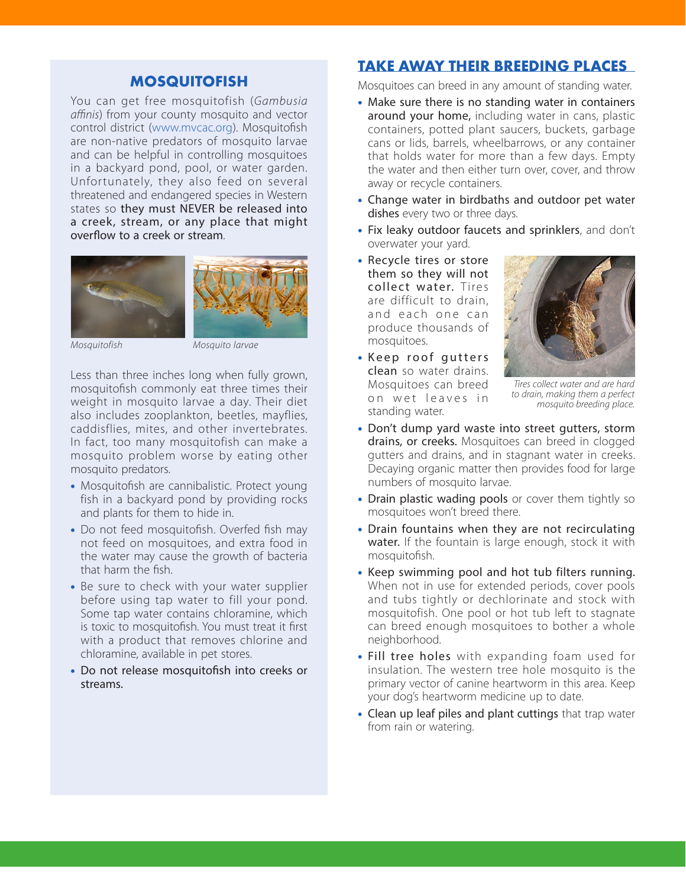## MOSQUITOFISH

You can get free mosquitofish (*Gambusia affinis*) from your county mosquito and vector control district (www.mvcac.org). Mosquitofish are non-native predators of mosquito larvae and can be helpful in controlling mosquitoes in a backyard pond, pool, or water garden. Unfortunately, they also feed on several threatened and endangered species in Western states so they must NEVER be released into a creek, stream, or any place that might overflow to a creek or stream.

*Mosquitofish*

*Mosquito larvae*

Less than three inches long when fully grown, mosquitofish commonly eat three times their weight in mosquito larvae a day. Their diet also includes zooplankton, beetles, mayflies, caddisflies, mites, and other invertebrates. In fact, too many mosquitofish can make a mosquito problem worse by eating other mosquito predators.

- Mosquitofish are cannibalistic. Protect young fish in a backyard pond by providing rocks and plants for them to hide in.
- Do not feed mosquitofish. Overfed fish may not feed on mosquitoes, and extra food in the water may cause the growth of bacteria that harm the fish.
- Be sure to check with your water supplier before using tap water to fill your pond. Some tap water contains chloramine, which is toxic to mosquitofish. You must treat it first with a product that removes chlorine and chloramine, available in pet stores.
- Do not release mosquitofish into creeks or streams.

## TAKE AWAY THEIR BREEDING PLACES

Mosquitoes can breed in any amount of standing water.

- Make sure there is no standing water in containers around your home, including water in cans, plastic containers, potted plant saucers, buckets, garbage cans or lids, barrels, wheelbarrows, or any container that holds water for more than a few days. Empty the water and then either turn over, cover, and throw away or recycle containers.
- Change water in birdbaths and outdoor pet water dishes every two or three days.
- Fix leaky outdoor faucets and sprinklers, and don't overwater your yard.
- Recycle tires or store them so they will not collect water. Tires are difficult to drain, and each one can produce thousands of mosquitoes.
- Keep roof gutters clean so water drains. Mosquitoes can breed on wet leaves in standing water.

*Tires collect water and are hard to drain, making them a perfect mosquito breeding place.*

- Don't dump yard waste into street gutters, storm drains, or creeks. Mosquitoes can breed in clogged gutters and drains, and in stagnant water in creeks. Decaying organic matter then provides food for large numbers of mosquito larvae.
- Drain plastic wading pools or cover them tightly so mosquitoes won't breed there.
- Drain fountains when they are not recirculating water. If the fountain is large enough, stock it with mosquitofish.
- Keep swimming pool and hot tub filters running. When not in use for extended periods, cover pools and tubs tightly or dechlorinate and stock with mosquitofish. One pool or hot tub left to stagnate can breed enough mosquitoes to bother a whole neighborhood.
- Fill tree holes with expanding foam used for insulation. The western tree hole mosquito is the primary vector of canine heartworm in this area. Keep your dog's heartworm medicine up to date.
- Clean up leaf piles and plant cuttings that trap water from rain or watering.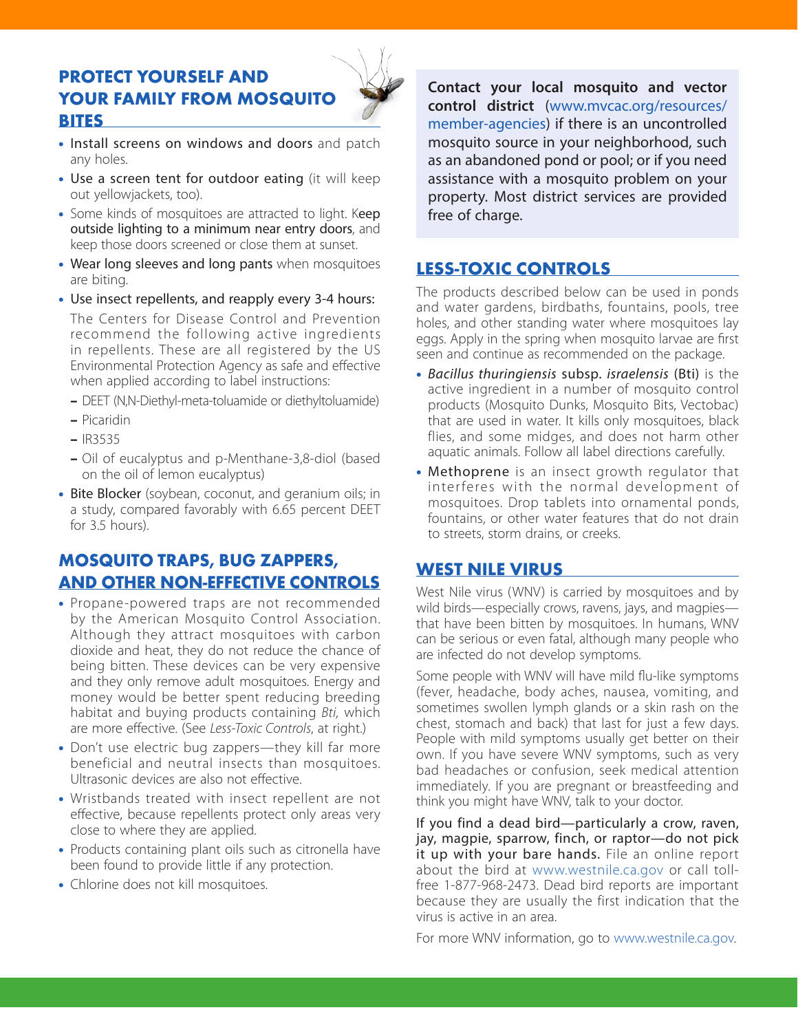## PROTECT YOURSELF AND YOUR FAMILY FROM MOSQUITO BITES

- **Install screens on windows and doors** and patch any holes.
- **Use a screen tent for outdoor eating** (it will keep out yellowjackets, too).
- Some kinds of mosquitoes are attracted to light. **Keep outside lighting to a minimum near entry doors**, and keep those doors screened or close them at sunset.
- **Wear long sleeves and long pants** when mosquitoes are biting.
- **Use insect repellents, and reapply every 3-4 hours:**

  The Centers for Disease Control and Prevention recommend the following active ingredients in repellents. These are all registered by the US Environmental Protection Agency as safe and effective when applied according to label instructions:

  - DEET (N,N-Diethyl-meta-toluamide or diethyltoluamide)
  - Picaridin
  - IR3535
  - Oil of eucalyptus and p-Menthane-3,8-diol (based on the oil of lemon eucalyptus)
- **Bite Blocker** (soybean, coconut, and geranium oils; in a study, compared favorably with 6.65 percent DEET for 3.5 hours).

## MOSQUITO TRAPS, BUG ZAPPERS, AND OTHER NON-EFFECTIVE CONTROLS

- Propane-powered traps are not recommended by the American Mosquito Control Association. Although they attract mosquitoes with carbon dioxide and heat, they do not reduce the chance of being bitten. These devices can be very expensive and they only remove adult mosquitoes. Energy and money would be better spent reducing breeding habitat and buying products containing *Bti,* which are more effective. (See *Less-Toxic Controls*, at right.)
- Don't use electric bug zappers—they kill far more beneficial and neutral insects than mosquitoes. Ultrasonic devices are also not effective.
- Wristbands treated with insect repellent are not effective, because repellents protect only areas very close to where they are applied.
- Products containing plant oils such as citronella have been found to provide little if any protection.
- Chlorine does not kill mosquitoes.

**Contact your local mosquito and vector control district** (www.mvcac.org/resources/member-agencies) if there is an uncontrolled mosquito source in your neighborhood, such as an abandoned pond or pool; or if you need assistance with a mosquito problem on your property. Most district services are provided free of charge.

## LESS-TOXIC CONTROLS

The products described below can be used in ponds and water gardens, birdbaths, fountains, pools, tree holes, and other standing water where mosquitoes lay eggs. Apply in the spring when mosquito larvae are first seen and continue as recommended on the package.

- ***Bacillus thuringiensis* subsp. *israelensis* (Bti)** is the active ingredient in a number of mosquito control products (Mosquito Dunks, Mosquito Bits, Vectobac) that are used in water. It kills only mosquitoes, black flies, and some midges, and does not harm other aquatic animals. Follow all label directions carefully.
- **Methoprene** is an insect growth regulator that interferes with the normal development of mosquitoes. Drop tablets into ornamental ponds, fountains, or other water features that do not drain to streets, storm drains, or creeks.

## WEST NILE VIRUS

West Nile virus (WNV) is carried by mosquitoes and by wild birds—especially crows, ravens, jays, and magpies—that have been bitten by mosquitoes. In humans, WNV can be serious or even fatal, although many people who are infected do not develop symptoms.

Some people with WNV will have mild flu-like symptoms (fever, headache, body aches, nausea, vomiting, and sometimes swollen lymph glands or a skin rash on the chest, stomach and back) that last for just a few days. People with mild symptoms usually get better on their own. If you have severe WNV symptoms, such as very bad headaches or confusion, seek medical attention immediately. If you are pregnant or breastfeeding and think you might have WNV, talk to your doctor.

**If you find a dead bird—particularly a crow, raven, jay, magpie, sparrow, finch, or raptor—do not pick it up with your bare hands.** File an online report about the bird at www.westnile.ca.gov or call toll-free 1-877-968-2473. Dead bird reports are important because they are usually the first indication that the virus is active in an area.

For more WNV information, go to www.westnile.ca.gov.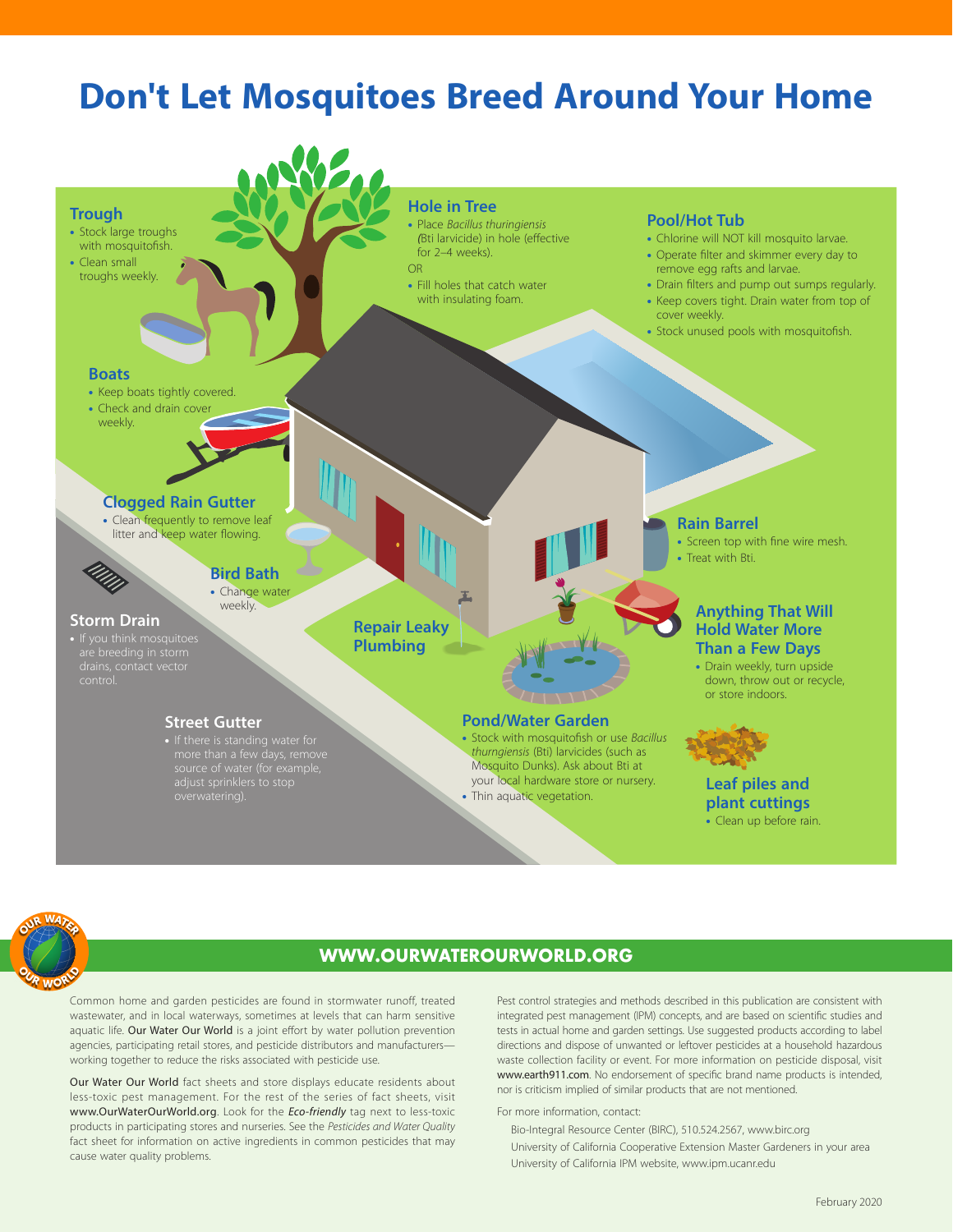# Don't Let Mosquitoes Breed Around Your Home

### Trough

- Stock large troughs with mosquitofish.
- Clean small troughs weekly.

### Hole in Tree

- Place *Bacillus thuringiensis* (Bti larvicide) in hole (effective for 2–4 weeks).

OR

- Fill holes that catch water with insulating foam.

### Pool/Hot Tub

- Chlorine will NOT kill mosquito larvae.
- Operate filter and skimmer every day to remove egg rafts and larvae.
- Drain filters and pump out sumps regularly.
- Keep covers tight. Drain water from top of cover weekly.
- Stock unused pools with mosquitofish.

### Boats

- Keep boats tightly covered.
- Check and drain cover weekly.

### Clogged Rain Gutter

- Clean frequently to remove leaf litter and keep water flowing.

### Rain Barrel

- Screen top with fine wire mesh.
- Treat with Bti.

### Bird Bath

- Change water weekly.

### Storm Drain

- If you think mosquitoes are breeding in storm drains, contact vector control.

### Repair Leaky Plumbing

### Anything That Will Hold Water More Than a Few Days

- Drain weekly, turn upside down, throw out or recycle, or store indoors.

### Street Gutter

- If there is standing water for more than a few days, remove source of water (for example, adjust sprinklers to stop overwatering).

### Pond/Water Garden

- Stock with mosquitofish or use *Bacillus thurngiensis* (Bti) larvicides (such as Mosquito Dunks). Ask about Bti at your local hardware store or nursery.
- Thin aquatic vegetation.

### Leaf piles and plant cuttings

- Clean up before rain.

## WWW.OURWATEROURWORLD.ORG

Common home and garden pesticides are found in stormwater runoff, treated wastewater, and in local waterways, sometimes at levels that can harm sensitive aquatic life. Our Water Our World is a joint effort by water pollution prevention agencies, participating retail stores, and pesticide distributors and manufacturers—working together to reduce the risks associated with pesticide use.

Our Water Our World fact sheets and store displays educate residents about less-toxic pest management. For the rest of the series of fact sheets, visit www.OurWaterOurWorld.org. Look for the ***Eco-friendly*** tag next to less-toxic products in participating stores and nurseries. See the *Pesticides and Water Quality* fact sheet for information on active ingredients in common pesticides that may cause water quality problems.

Pest control strategies and methods described in this publication are consistent with integrated pest management (IPM) concepts, and are based on scientific studies and tests in actual home and garden settings. Use suggested products according to label directions and dispose of unwanted or leftover pesticides at a household hazardous waste collection facility or event. For more information on pesticide disposal, visit www.earth911.com. No endorsement of specific brand name products is intended, nor is criticism implied of similar products that are not mentioned.

For more information, contact:

Bio-Integral Resource Center (BIRC), 510.524.2567, www.birc.org
University of California Cooperative Extension Master Gardeners in your area
University of California IPM website, www.ipm.ucanr.edu

February 2020